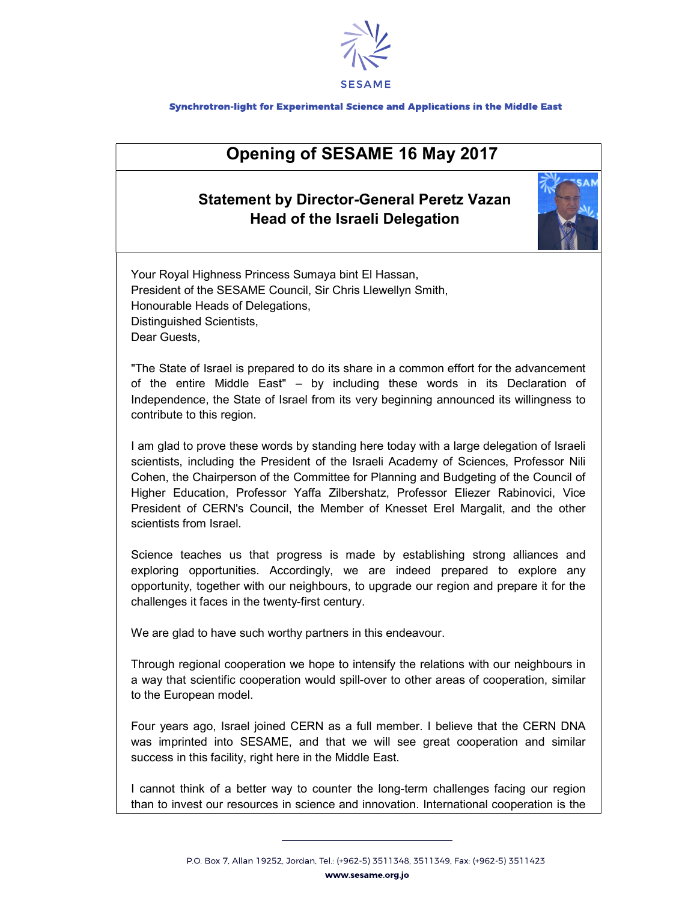SESAME

Synchrotron-light for Experimental Science and Applications in the Middle East

# Opening of SESAME 16 May 2017

## Statement by Director-General Peretz Vazan Head of the Israeli Delegation

Your Royal Highness Princess Sumaya bint El Hassan,
President of the SESAME Council, Sir Chris Llewellyn Smith,
Honourable Heads of Delegations,
Distinguished Scientists,
Dear Guests,

"The State of Israel is prepared to do its share in a common effort for the advancement of the entire Middle East" – by including these words in its Declaration of Independence, the State of Israel from its very beginning announced its willingness to contribute to this region.

I am glad to prove these words by standing here today with a large delegation of Israeli scientists, including the President of the Israeli Academy of Sciences, Professor Nili Cohen, the Chairperson of the Committee for Planning and Budgeting of the Council of Higher Education, Professor Yaffa Zilbershatz, Professor Eliezer Rabinovici, Vice President of CERN's Council, the Member of Knesset Erel Margalit, and the other scientists from Israel.

Science teaches us that progress is made by establishing strong alliances and exploring opportunities. Accordingly, we are indeed prepared to explore any opportunity, together with our neighbours, to upgrade our region and prepare it for the challenges it faces in the twenty-first century.

We are glad to have such worthy partners in this endeavour.

Through regional cooperation we hope to intensify the relations with our neighbours in a way that scientific cooperation would spill-over to other areas of cooperation, similar to the European model.

Four years ago, Israel joined CERN as a full member. I believe that the CERN DNA was imprinted into SESAME, and that we will see great cooperation and similar success in this facility, right here in the Middle East.

I cannot think of a better way to counter the long-term challenges facing our region than to invest our resources in science and innovation. International cooperation is the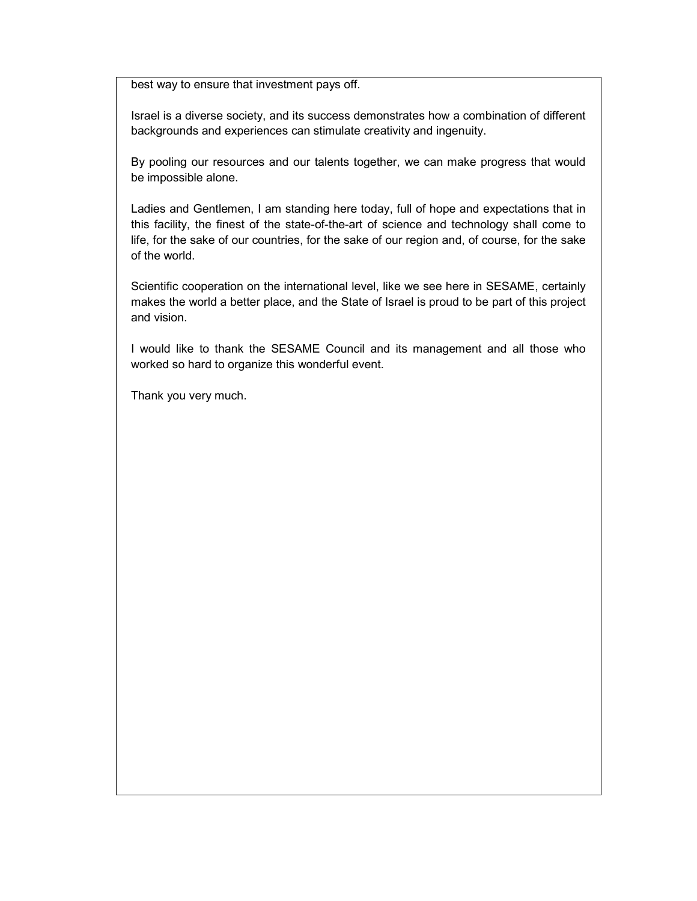best way to ensure that investment pays off.

Israel is a diverse society, and its success demonstrates how a combination of different backgrounds and experiences can stimulate creativity and ingenuity.

By pooling our resources and our talents together, we can make progress that would be impossible alone.

Ladies and Gentlemen, I am standing here today, full of hope and expectations that in this facility, the finest of the state-of-the-art of science and technology shall come to life, for the sake of our countries, for the sake of our region and, of course, for the sake of the world.

Scientific cooperation on the international level, like we see here in SESAME, certainly makes the world a better place, and the State of Israel is proud to be part of this project and vision.

I would like to thank the SESAME Council and its management and all those who worked so hard to organize this wonderful event.

Thank you very much.